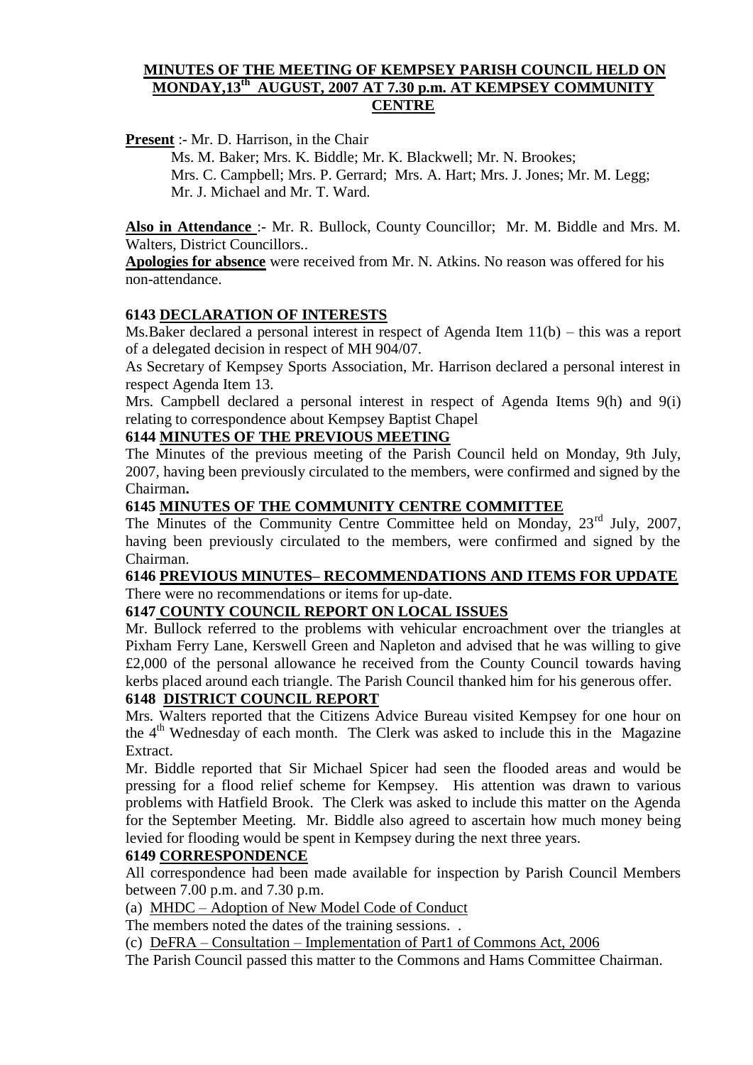# MINUTES OF THE MEETING OF KEMPSEY PARISH COUNCIL HELD ON MONDAY,13th AUGUST, 2007 AT 7.30 p.m. AT KEMPSEY COMMUNITY CENTRE

**Present** :- Mr. D. Harrison, in the Chair

Ms. M. Baker; Mrs. K. Biddle; Mr. K. Blackwell; Mr. N. Brookes; Mrs. C. Campbell; Mrs. P. Gerrard; Mrs. A. Hart; Mrs. J. Jones; Mr. M. Legg; Mr. J. Michael and Mr. T. Ward.

**Also in Attendance** :- Mr. R. Bullock, County Councillor; Mr. M. Biddle and Mrs. M. Walters, District Councillors..

**Apologies for absence** were received from Mr. N. Atkins. No reason was offered for his non-attendance.

**6143 DECLARATION OF INTERESTS**

Ms.Baker declared a personal interest in respect of Agenda Item 11(b) – this was a report of a delegated decision in respect of MH 904/07.

As Secretary of Kempsey Sports Association, Mr. Harrison declared a personal interest in respect Agenda Item 13.

Mrs. Campbell declared a personal interest in respect of Agenda Items 9(h) and 9(i) relating to correspondence about Kempsey Baptist Chapel

**6144 MINUTES OF THE PREVIOUS MEETING**

The Minutes of the previous meeting of the Parish Council held on Monday, 9th July, 2007, having been previously circulated to the members, were confirmed and signed by the Chairman**.**

**6145 MINUTES OF THE COMMUNITY CENTRE COMMITTEE**

The Minutes of the Community Centre Committee held on Monday, 23rd July, 2007, having been previously circulated to the members, were confirmed and signed by the Chairman.

**6146 PREVIOUS MINUTES– RECOMMENDATIONS AND ITEMS FOR UPDATE**

There were no recommendations or items for up-date.

**6147 COUNTY COUNCIL REPORT ON LOCAL ISSUES**

Mr. Bullock referred to the problems with vehicular encroachment over the triangles at Pixham Ferry Lane, Kerswell Green and Napleton and advised that he was willing to give £2,000 of the personal allowance he received from the County Council towards having kerbs placed around each triangle. The Parish Council thanked him for his generous offer.

**6148 DISTRICT COUNCIL REPORT**

Mrs. Walters reported that the Citizens Advice Bureau visited Kempsey for one hour on the 4th Wednesday of each month. The Clerk was asked to include this in the Magazine Extract.

Mr. Biddle reported that Sir Michael Spicer had seen the flooded areas and would be pressing for a flood relief scheme for Kempsey. His attention was drawn to various problems with Hatfield Brook. The Clerk was asked to include this matter on the Agenda for the September Meeting. Mr. Biddle also agreed to ascertain how much money being levied for flooding would be spent in Kempsey during the next three years.

**6149 CORRESPONDENCE**

All correspondence had been made available for inspection by Parish Council Members between 7.00 p.m. and 7.30 p.m.

(a) MHDC – Adoption of New Model Code of Conduct

The members noted the dates of the training sessions. .

(c) DeFRA – Consultation – Implementation of Part1 of Commons Act, 2006

The Parish Council passed this matter to the Commons and Hams Committee Chairman.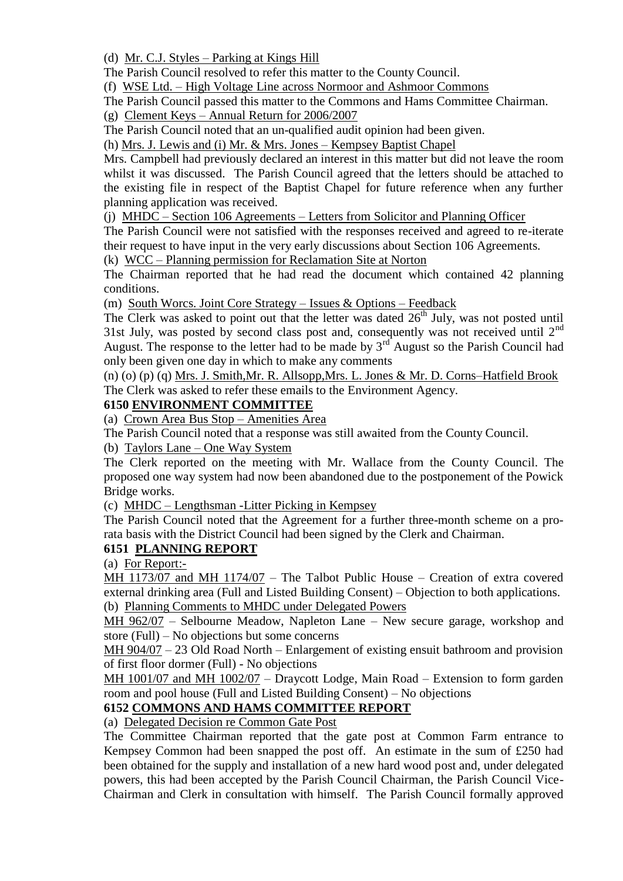(d) Mr. C.J. Styles – Parking at Kings Hill

The Parish Council resolved to refer this matter to the County Council.

(f) WSE Ltd. – High Voltage Line across Normoor and Ashmoor Commons

The Parish Council passed this matter to the Commons and Hams Committee Chairman.

(g) Clement Keys – Annual Return for 2006/2007

The Parish Council noted that an un-qualified audit opinion had been given.

(h) Mrs. J. Lewis and (i) Mr. & Mrs. Jones – Kempsey Baptist Chapel

Mrs. Campbell had previously declared an interest in this matter but did not leave the room whilst it was discussed. The Parish Council agreed that the letters should be attached to the existing file in respect of the Baptist Chapel for future reference when any further planning application was received.

(j) MHDC – Section 106 Agreements – Letters from Solicitor and Planning Officer

The Parish Council were not satisfied with the responses received and agreed to re-iterate their request to have input in the very early discussions about Section 106 Agreements.

(k) WCC – Planning permission for Reclamation Site at Norton

The Chairman reported that he had read the document which contained 42 planning conditions.

(m) South Worcs. Joint Core Strategy – Issues & Options – Feedback

The Clerk was asked to point out that the letter was dated 26th July, was not posted until 31st July, was posted by second class post and, consequently was not received until 2nd August. The response to the letter had to be made by 3rd August so the Parish Council had only been given one day in which to make any comments

(n) (o) (p) (q) Mrs. J. Smith,Mr. R. Allsopp,Mrs. L. Jones & Mr. D. Corns–Hatfield Brook

The Clerk was asked to refer these emails to the Environment Agency.

## 6150 ENVIRONMENT COMMITTEE

(a) Crown Area Bus Stop – Amenities Area

The Parish Council noted that a response was still awaited from the County Council.

(b) Taylors Lane – One Way System

The Clerk reported on the meeting with Mr. Wallace from the County Council. The proposed one way system had now been abandoned due to the postponement of the Powick Bridge works.

(c) MHDC – Lengthsman -Litter Picking in Kempsey

The Parish Council noted that the Agreement for a further three-month scheme on a pro-rata basis with the District Council had been signed by the Clerk and Chairman.

## 6151 PLANNING REPORT

(a) For Report:-

MH 1173/07 and MH 1174/07 – The Talbot Public House – Creation of extra covered external drinking area (Full and Listed Building Consent) – Objection to both applications.

(b) Planning Comments to MHDC under Delegated Powers

MH 962/07 – Selbourne Meadow, Napleton Lane – New secure garage, workshop and store (Full) – No objections but some concerns

MH 904/07 – 23 Old Road North – Enlargement of existing ensuit bathroom and provision of first floor dormer (Full) - No objections

MH 1001/07 and MH 1002/07 – Draycott Lodge, Main Road – Extension to form garden room and pool house (Full and Listed Building Consent) – No objections

## 6152 COMMONS AND HAMS COMMITTEE REPORT

(a) Delegated Decision re Common Gate Post

The Committee Chairman reported that the gate post at Common Farm entrance to Kempsey Common had been snapped the post off. An estimate in the sum of £250 had been obtained for the supply and installation of a new hard wood post and, under delegated powers, this had been accepted by the Parish Council Chairman, the Parish Council Vice-Chairman and Clerk in consultation with himself. The Parish Council formally approved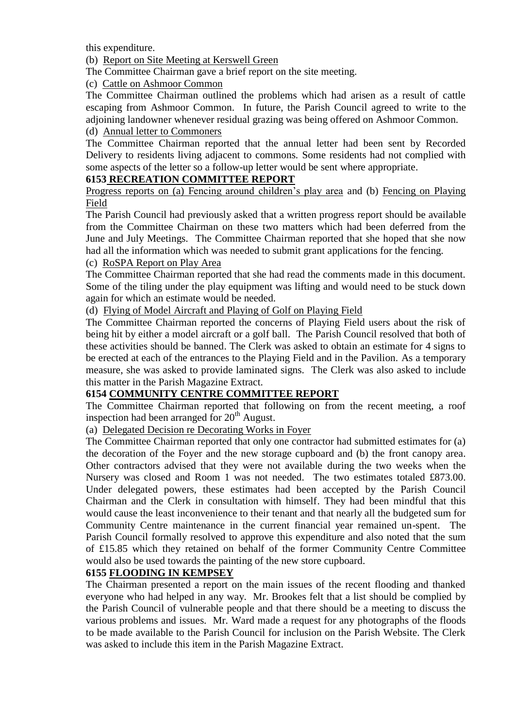this expenditure.

(b) Report on Site Meeting at Kerswell Green

The Committee Chairman gave a brief report on the site meeting.

(c) Cattle on Ashmoor Common

The Committee Chairman outlined the problems which had arisen as a result of cattle escaping from Ashmoor Common. In future, the Parish Council agreed to write to the adjoining landowner whenever residual grazing was being offered on Ashmoor Common.

(d) Annual letter to Commoners

The Committee Chairman reported that the annual letter had been sent by Recorded Delivery to residents living adjacent to commons. Some residents had not complied with some aspects of the letter so a follow-up letter would be sent where appropriate.

## 6153 RECREATION COMMITTEE REPORT

Progress reports on (a) Fencing around children's play area and (b) Fencing on Playing Field

The Parish Council had previously asked that a written progress report should be available from the Committee Chairman on these two matters which had been deferred from the June and July Meetings. The Committee Chairman reported that she hoped that she now had all the information which was needed to submit grant applications for the fencing.

(c) RoSPA Report on Play Area

The Committee Chairman reported that she had read the comments made in this document. Some of the tiling under the play equipment was lifting and would need to be stuck down again for which an estimate would be needed.

(d) Flying of Model Aircraft and Playing of Golf on Playing Field

The Committee Chairman reported the concerns of Playing Field users about the risk of being hit by either a model aircraft or a golf ball. The Parish Council resolved that both of these activities should be banned. The Clerk was asked to obtain an estimate for 4 signs to be erected at each of the entrances to the Playing Field and in the Pavilion. As a temporary measure, she was asked to provide laminated signs. The Clerk was also asked to include this matter in the Parish Magazine Extract.

## 6154 COMMUNITY CENTRE COMMITTEE REPORT

The Committee Chairman reported that following on from the recent meeting, a roof inspection had been arranged for 20th August.

(a) Delegated Decision re Decorating Works in Foyer

The Committee Chairman reported that only one contractor had submitted estimates for (a) the decoration of the Foyer and the new storage cupboard and (b) the front canopy area. Other contractors advised that they were not available during the two weeks when the Nursery was closed and Room 1 was not needed. The two estimates totaled £873.00. Under delegated powers, these estimates had been accepted by the Parish Council Chairman and the Clerk in consultation with himself. They had been mindful that this would cause the least inconvenience to their tenant and that nearly all the budgeted sum for Community Centre maintenance in the current financial year remained un-spent. The Parish Council formally resolved to approve this expenditure and also noted that the sum of £15.85 which they retained on behalf of the former Community Centre Committee would also be used towards the painting of the new store cupboard.

## 6155 FLOODING IN KEMPSEY

The Chairman presented a report on the main issues of the recent flooding and thanked everyone who had helped in any way. Mr. Brookes felt that a list should be complied by the Parish Council of vulnerable people and that there should be a meeting to discuss the various problems and issues. Mr. Ward made a request for any photographs of the floods to be made available to the Parish Council for inclusion on the Parish Website. The Clerk was asked to include this item in the Parish Magazine Extract.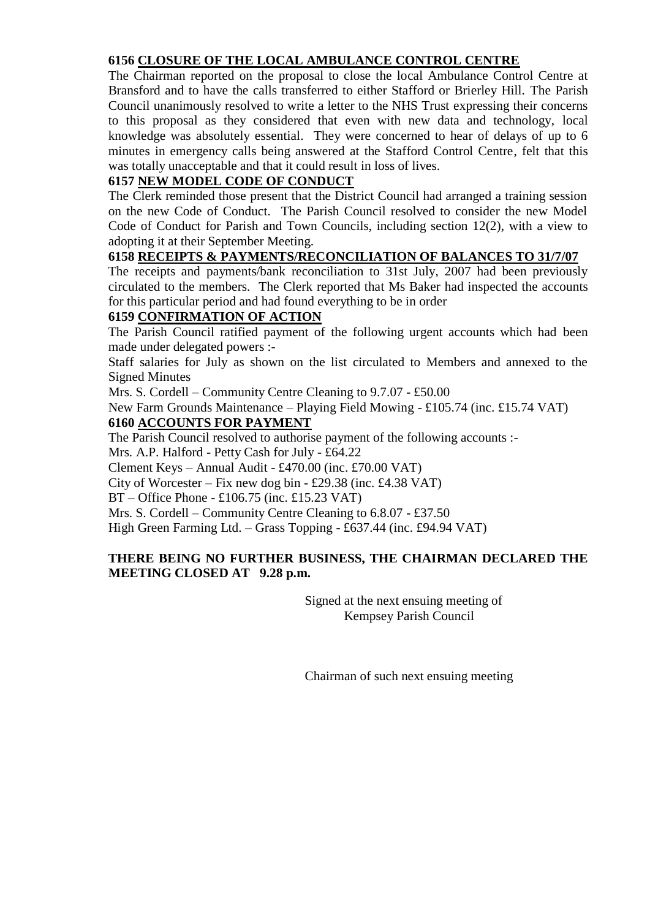**6156 <u>CLOSURE OF THE LOCAL AMBULANCE CONTROL CENTRE</u>**

The Chairman reported on the proposal to close the local Ambulance Control Centre at Bransford and to have the calls transferred to either Stafford or Brierley Hill. The Parish Council unanimously resolved to write a letter to the NHS Trust expressing their concerns to this proposal as they considered that even with new data and technology, local knowledge was absolutely essential. They were concerned to hear of delays of up to 6 minutes in emergency calls being answered at the Stafford Control Centre, felt that this was totally unacceptable and that it could result in loss of lives.

**6157 <u>NEW MODEL CODE OF CONDUCT</u>**

The Clerk reminded those present that the District Council had arranged a training session on the new Code of Conduct. The Parish Council resolved to consider the new Model Code of Conduct for Parish and Town Councils, including section 12(2), with a view to adopting it at their September Meeting.

**6158 <u>RECEIPTS & PAYMENTS/RECONCILIATION OF BALANCES TO 31/7/07</u>**

The receipts and payments/bank reconciliation to 31st July, 2007 had been previously circulated to the members. The Clerk reported that Ms Baker had inspected the accounts for this particular period and had found everything to be in order

**6159 <u>CONFIRMATION OF ACTION</u>**

The Parish Council ratified payment of the following urgent accounts which had been made under delegated powers :-

Staff salaries for July as shown on the list circulated to Members and annexed to the Signed Minutes

Mrs. S. Cordell – Community Centre Cleaning to 9.7.07 - £50.00

New Farm Grounds Maintenance – Playing Field Mowing - £105.74 (inc. £15.74 VAT)

**6160 <u>ACCOUNTS FOR PAYMENT</u>**

The Parish Council resolved to authorise payment of the following accounts :-

Mrs. A.P. Halford - Petty Cash for July - £64.22

Clement Keys – Annual Audit - £470.00 (inc. £70.00 VAT)

City of Worcester – Fix new dog bin - £29.38 (inc. £4.38 VAT)

BT – Office Phone - £106.75 (inc. £15.23 VAT)

Mrs. S. Cordell – Community Centre Cleaning to 6.8.07 - £37.50

High Green Farming Ltd. – Grass Topping - £637.44 (inc. £94.94 VAT)

**THERE BEING NO FURTHER BUSINESS, THE CHAIRMAN DECLARED THE MEETING CLOSED AT 9.28 p.m.**

Signed at the next ensuing meeting of
Kempsey Parish Council

Chairman of such next ensuing meeting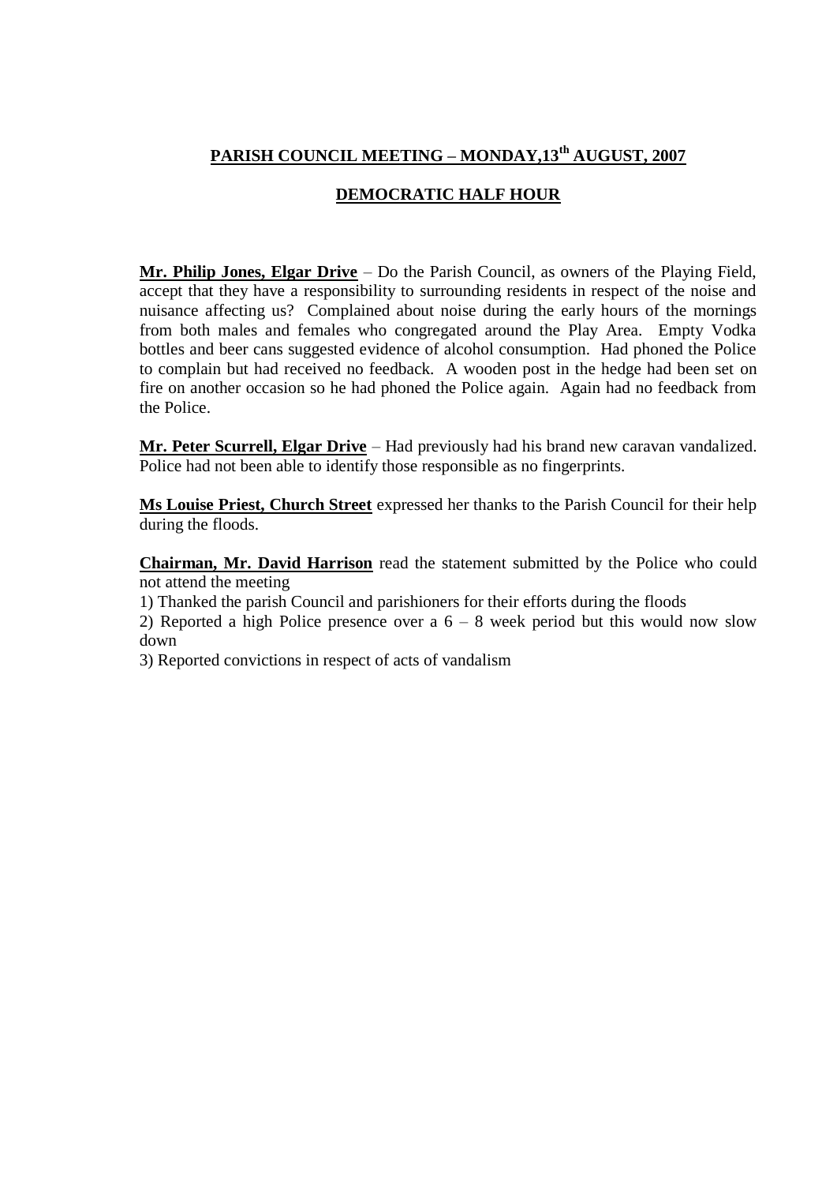## PARISH COUNCIL MEETING – MONDAY,13th AUGUST, 2007

## DEMOCRATIC HALF HOUR

**Mr. Philip Jones, Elgar Drive** – Do the Parish Council, as owners of the Playing Field, accept that they have a responsibility to surrounding residents in respect of the noise and nuisance affecting us? Complained about noise during the early hours of the mornings from both males and females who congregated around the Play Area. Empty Vodka bottles and beer cans suggested evidence of alcohol consumption. Had phoned the Police to complain but had received no feedback. A wooden post in the hedge had been set on fire on another occasion so he had phoned the Police again. Again had no feedback from the Police.

**Mr. Peter Scurrell, Elgar Drive** – Had previously had his brand new caravan vandalized. Police had not been able to identify those responsible as no fingerprints.

**Ms Louise Priest, Church Street** expressed her thanks to the Parish Council for their help during the floods.

**Chairman, Mr. David Harrison** read the statement submitted by the Police who could not attend the meeting

1) Thanked the parish Council and parishioners for their efforts during the floods
2) Reported a high Police presence over a 6 – 8 week period but this would now slow down
3) Reported convictions in respect of acts of vandalism